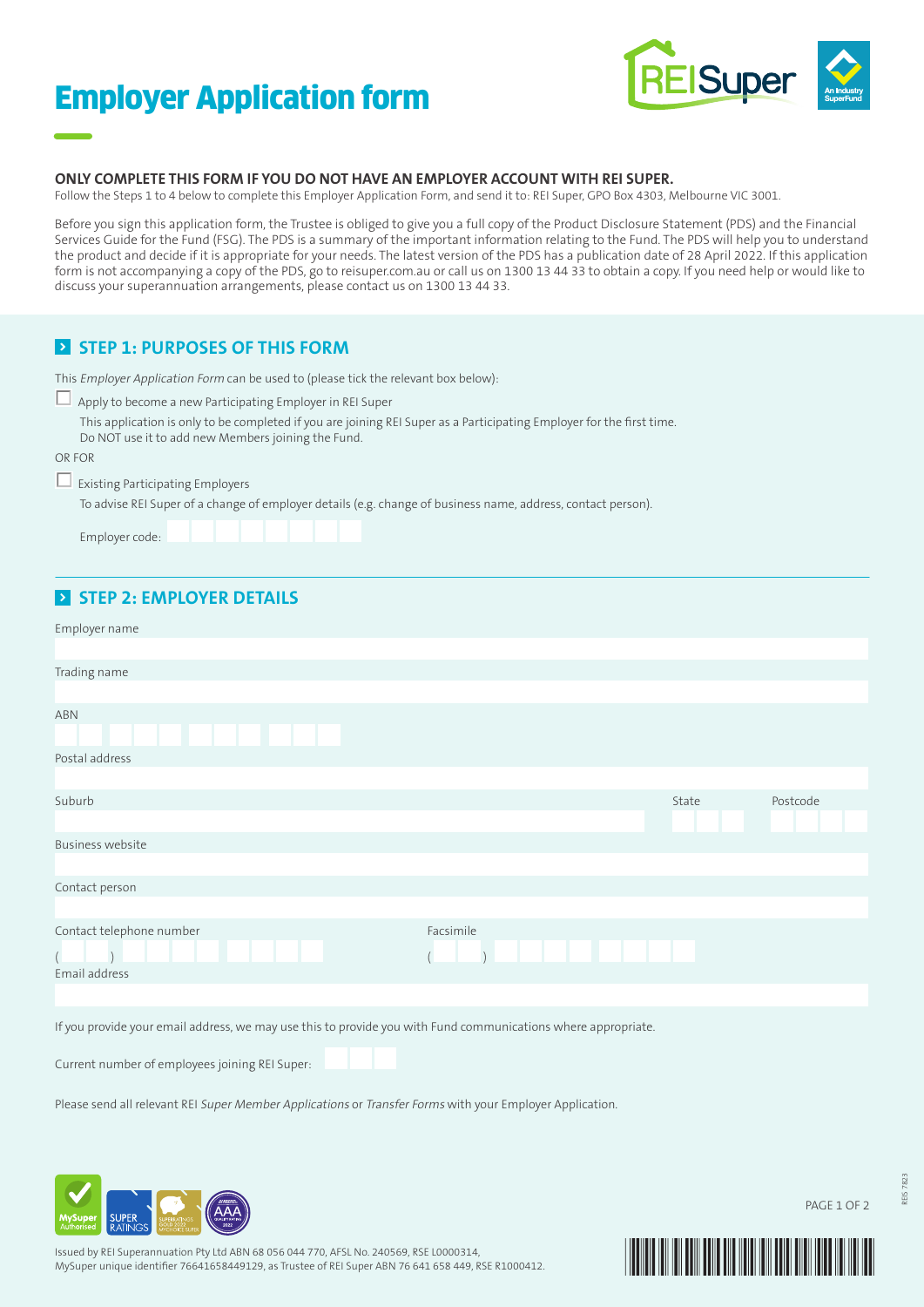# Employer Application form

**ONLY COMPLETE THIS FORM IF YOU DO NOT HAVE AN EMPLOYER ACCOUNT WITH REI SUPER.**

Follow the Steps 1 to 4 below to complete this Employer Application Form, and send it to: REI Super, GPO Box 4303, Melbourne VIC 3001.

Before you sign this application form, the Trustee is obliged to give you a full copy of the Product Disclosure Statement (PDS) and the Financial Services Guide for the Fund (FSG). The PDS is a summary of the important information relating to the Fund. The PDS will help you to understand the product and decide if it is appropriate for your needs. The latest version of the PDS has a publication date of 28 April 2022. If this application form is not accompanying a copy of the PDS, go to reisuper.com.au or call us on 1300 13 44 33 to obtain a copy. If you need help or would like to discuss your superannuation arrangements, please contact us on 1300 13 44 33.

## STEP 1: PURPOSES OF THIS FORM

This *Employer Application Form* can be used to (please tick the relevant box below):

☐ Apply to become a new Participating Employer in REI Super

This application is only to be completed if you are joining REI Super as a Participating Employer for the first time. Do NOT use it to add new Members joining the Fund.

OR FOR

☐ Existing Participating Employers

To advise REI Super of a change of employer details (e.g. change of business name, address, contact person).

Employer code:

## STEP 2: EMPLOYER DETAILS

Employer name

Trading name

ABN

Postal address

Suburb | State | Postcode

Business website

Contact person

Contact telephone number ( ) | Facsimile ( )

Email address

If you provide your email address, we may use this to provide you with Fund communications where appropriate.

Current number of employees joining REI Super:

Please send all relevant REI *Super Member Applications* or *Transfer Forms* with your Employer Application.

Issued by REI Superannuation Pty Ltd ABN 68 056 044 770, AFSL No. 240569, RSE L0000314,
MySuper unique identifier 76641658449129, as Trustee of REI Super ABN 76 641 658 449, RSE R1000412.

REIS 7823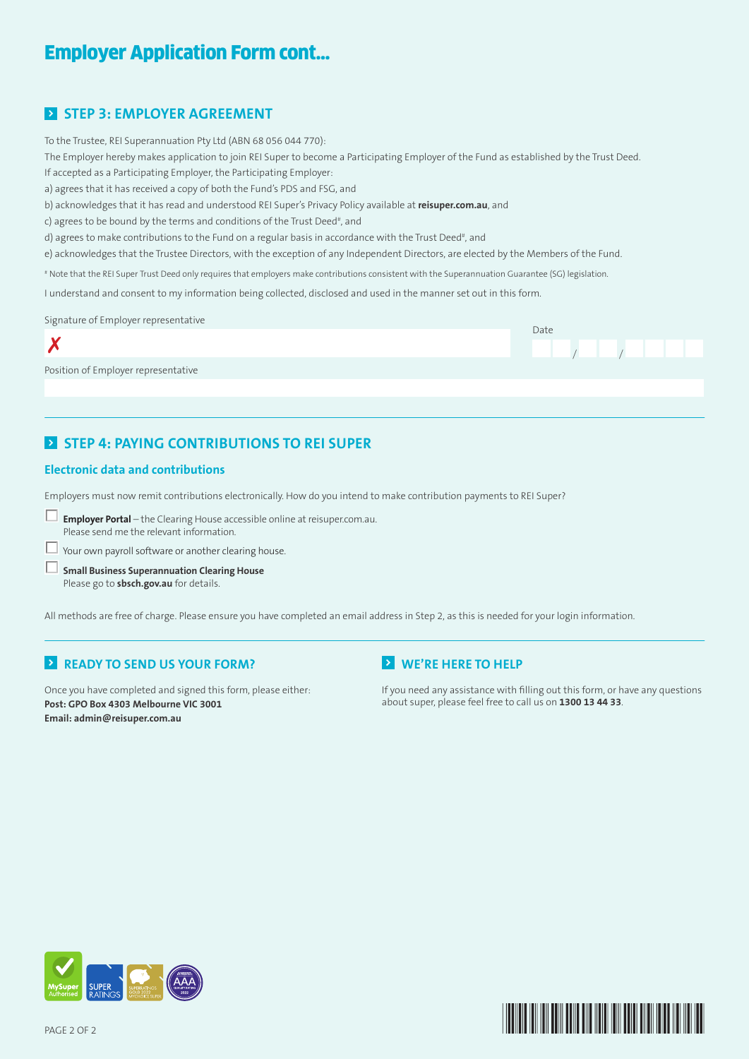# Employer Application Form cont...

## STEP 3: EMPLOYER AGREEMENT

To the Trustee, REI Superannuation Pty Ltd (ABN 68 056 044 770):

The Employer hereby makes application to join REI Super to become a Participating Employer of the Fund as established by the Trust Deed.

If accepted as a Participating Employer, the Participating Employer:

a) agrees that it has received a copy of both the Fund's PDS and FSG, and

b) acknowledges that it has read and understood REI Super's Privacy Policy available at **reisuper.com.au**, and

c) agrees to be bound by the terms and conditions of the Trust Deed#, and

d) agrees to make contributions to the Fund on a regular basis in accordance with the Trust Deed#, and

e) acknowledges that the Trustee Directors, with the exception of any Independent Directors, are elected by the Members of the Fund.

# Note that the REI Super Trust Deed only requires that employers make contributions consistent with the Superannuation Guarantee (SG) legislation.

I understand and consent to my information being collected, disclosed and used in the manner set out in this form.

Signature of Employer representative

✗

Date

__ __ / __ __ / __ __ __ __

Position of Employer representative

## STEP 4: PAYING CONTRIBUTIONS TO REI SUPER

### Electronic data and contributions

Employers must now remit contributions electronically. How do you intend to make contribution payments to REI Super?

☐ **Employer Portal** – the Clearing House accessible online at reisuper.com.au. Please send me the relevant information.

☐ Your own payroll software or another clearing house.

☐ **Small Business Superannuation Clearing House** Please go to **sbsch.gov.au** for details.

All methods are free of charge. Please ensure you have completed an email address in Step 2, as this is needed for your login information.

## READY TO SEND US YOUR FORM?

Once you have completed and signed this form, please either:

**Post: GPO Box 4303 Melbourne VIC 3001**

**Email: admin@reisuper.com.au**

## WE'RE HERE TO HELP

If you need any assistance with filling out this form, or have any questions about super, please feel free to call us on **1300 13 44 33**.